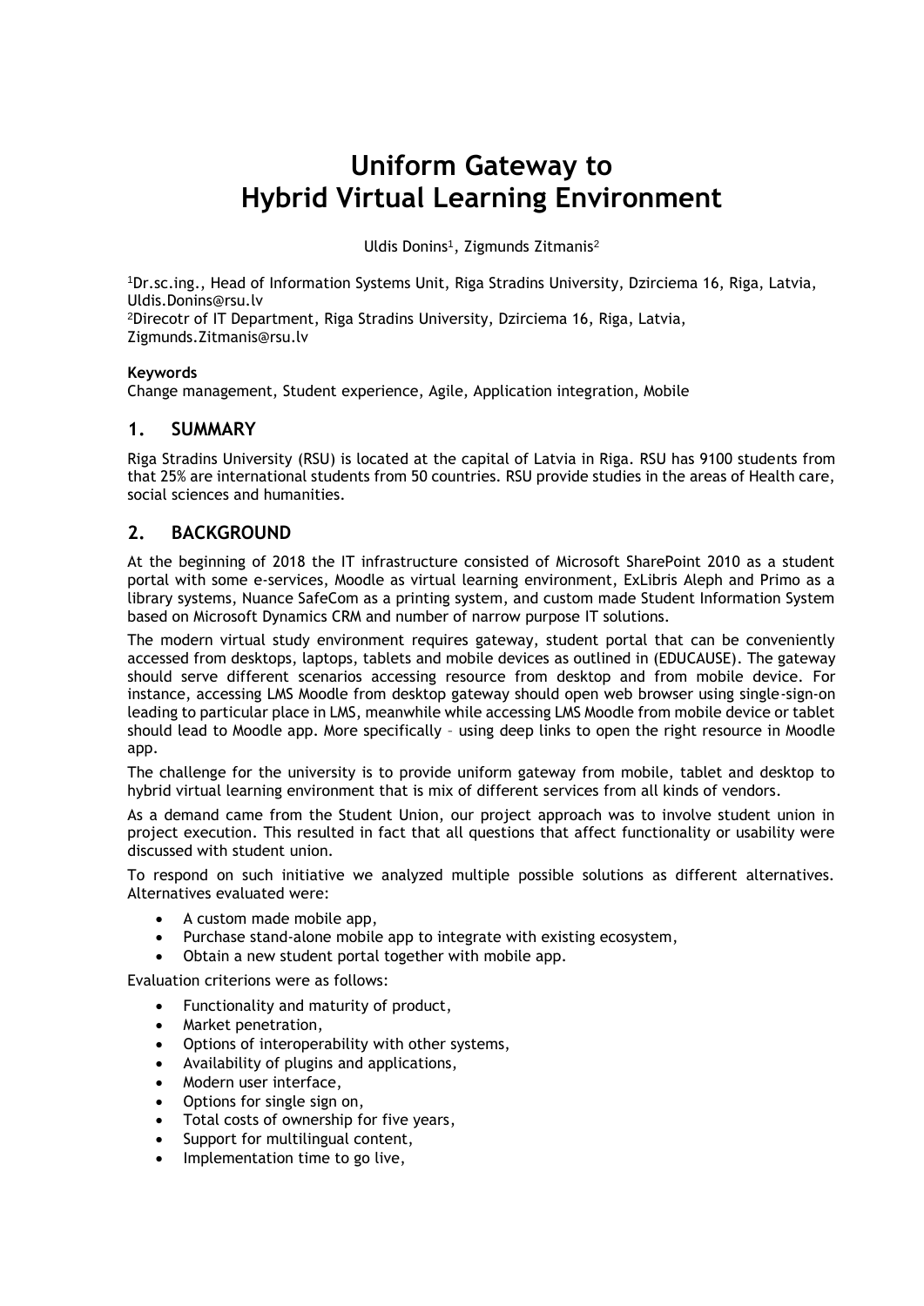# Uniform Gateway to Hybrid Virtual Learning Environment

Uldis Donins[1], Zigmunds Zitmanis[2]

[1]Dr.sc.ing., Head of Information Systems Unit, Riga Stradins University, Dzirciema 16, Riga, Latvia, Uldis.Donins@rsu.lv
[2]Direcotr of IT Department, Riga Stradins University, Dzirciema 16, Riga, Latvia, Zigmunds.Zitmanis@rsu.lv

**Keywords**
Change management, Student experience, Agile, Application integration, Mobile

## 1. SUMMARY

Riga Stradins University (RSU) is located at the capital of Latvia in Riga. RSU has 9100 students from that 25% are international students from 50 countries. RSU provide studies in the areas of Health care, social sciences and humanities.

## 2. BACKGROUND

At the beginning of 2018 the IT infrastructure consisted of Microsoft SharePoint 2010 as a student portal with some e-services, Moodle as virtual learning environment, ExLibris Aleph and Primo as a library systems, Nuance SafeCom as a printing system, and custom made Student Information System based on Microsoft Dynamics CRM and number of narrow purpose IT solutions.

The modern virtual study environment requires gateway, student portal that can be conveniently accessed from desktops, laptops, tablets and mobile devices as outlined in (EDUCAUSE). The gateway should serve different scenarios accessing resource from desktop and from mobile device. For instance, accessing LMS Moodle from desktop gateway should open web browser using single-sign-on leading to particular place in LMS, meanwhile while accessing LMS Moodle from mobile device or tablet should lead to Moodle app. More specifically – using deep links to open the right resource in Moodle app.

The challenge for the university is to provide uniform gateway from mobile, tablet and desktop to hybrid virtual learning environment that is mix of different services from all kinds of vendors.

As a demand came from the Student Union, our project approach was to involve student union in project execution. This resulted in fact that all questions that affect functionality or usability were discussed with student union.

To respond on such initiative we analyzed multiple possible solutions as different alternatives. Alternatives evaluated were:

- A custom made mobile app,
- Purchase stand-alone mobile app to integrate with existing ecosystem,
- Obtain a new student portal together with mobile app.

Evaluation criterions were as follows:

- Functionality and maturity of product,
- Market penetration,
- Options of interoperability with other systems,
- Availability of plugins and applications,
- Modern user interface,
- Options for single sign on,
- Total costs of ownership for five years,
- Support for multilingual content,
- Implementation time to go live,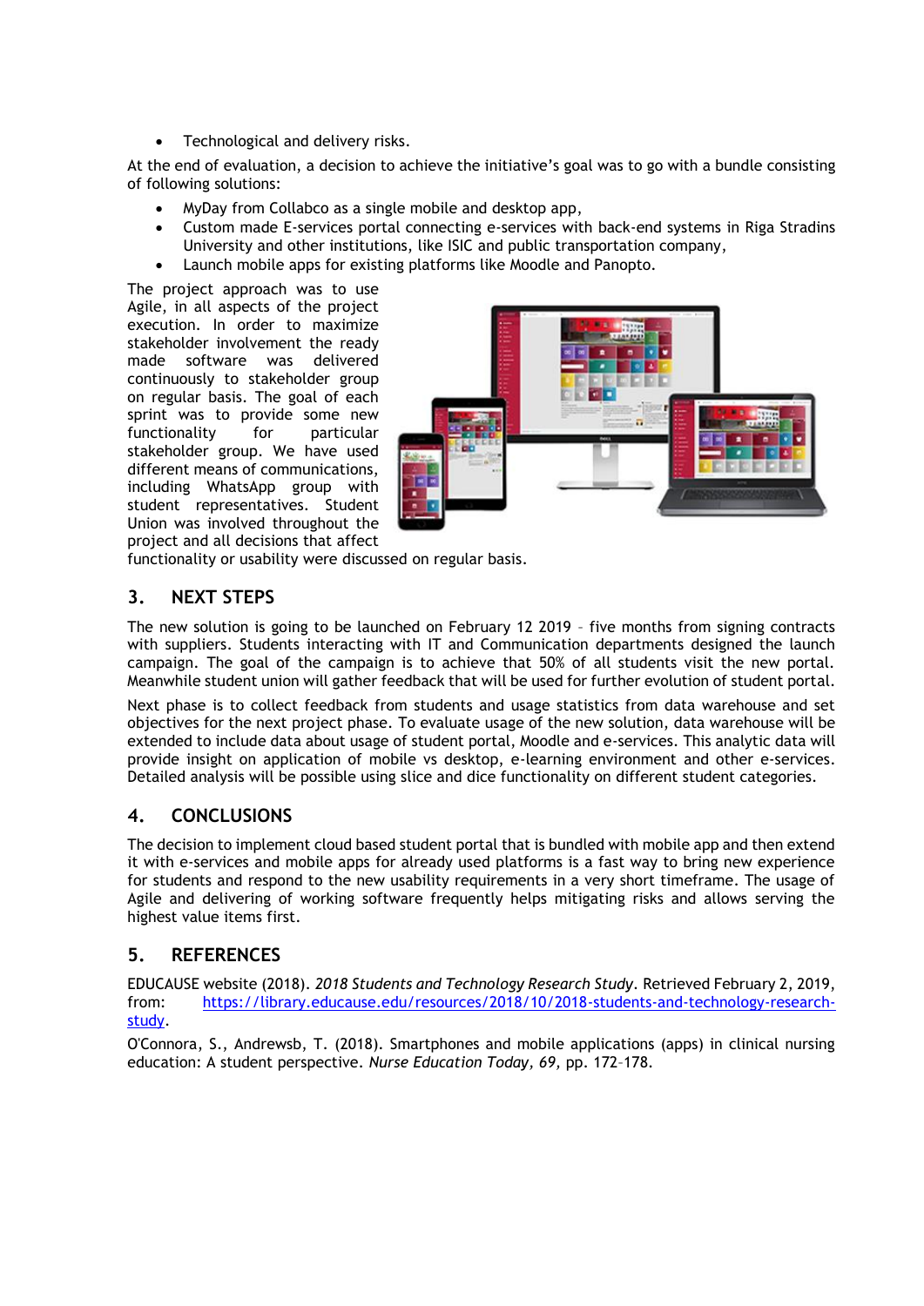- Technological and delivery risks.

At the end of evaluation, a decision to achieve the initiative's goal was to go with a bundle consisting of following solutions:

- MyDay from Collabco as a single mobile and desktop app,
- Custom made E-services portal connecting e-services with back-end systems in Riga Stradins University and other institutions, like ISIC and public transportation company,
- Launch mobile apps for existing platforms like Moodle and Panopto.

The project approach was to use Agile, in all aspects of the project execution. In order to maximize stakeholder involvement the ready made software was delivered continuously to stakeholder group on regular basis. The goal of each sprint was to provide some new functionality for particular stakeholder group. We have used different means of communications, including WhatsApp group with student representatives. Student Union was involved throughout the project and all decisions that affect functionality or usability were discussed on regular basis.

## 3. NEXT STEPS

The new solution is going to be launched on February 12 2019 – five months from signing contracts with suppliers. Students interacting with IT and Communication departments designed the launch campaign. The goal of the campaign is to achieve that 50% of all students visit the new portal. Meanwhile student union will gather feedback that will be used for further evolution of student portal.

Next phase is to collect feedback from students and usage statistics from data warehouse and set objectives for the next project phase. To evaluate usage of the new solution, data warehouse will be extended to include data about usage of student portal, Moodle and e-services. This analytic data will provide insight on application of mobile vs desktop, e-learning environment and other e-services. Detailed analysis will be possible using slice and dice functionality on different student categories.

## 4. CONCLUSIONS

The decision to implement cloud based student portal that is bundled with mobile app and then extend it with e-services and mobile apps for already used platforms is a fast way to bring new experience for students and respond to the new usability requirements in a very short timeframe. The usage of Agile and delivering of working software frequently helps mitigating risks and allows serving the highest value items first.

## 5. REFERENCES

EDUCAUSE website (2018). *2018 Students and Technology Research Study*. Retrieved February 2, 2019, from: https://library.educause.edu/resources/2018/10/2018-students-and-technology-research-study.

O'Connora, S., Andrewsb, T. (2018). Smartphones and mobile applications (apps) in clinical nursing education: A student perspective. *Nurse Education Today*, *69*, pp. 172–178.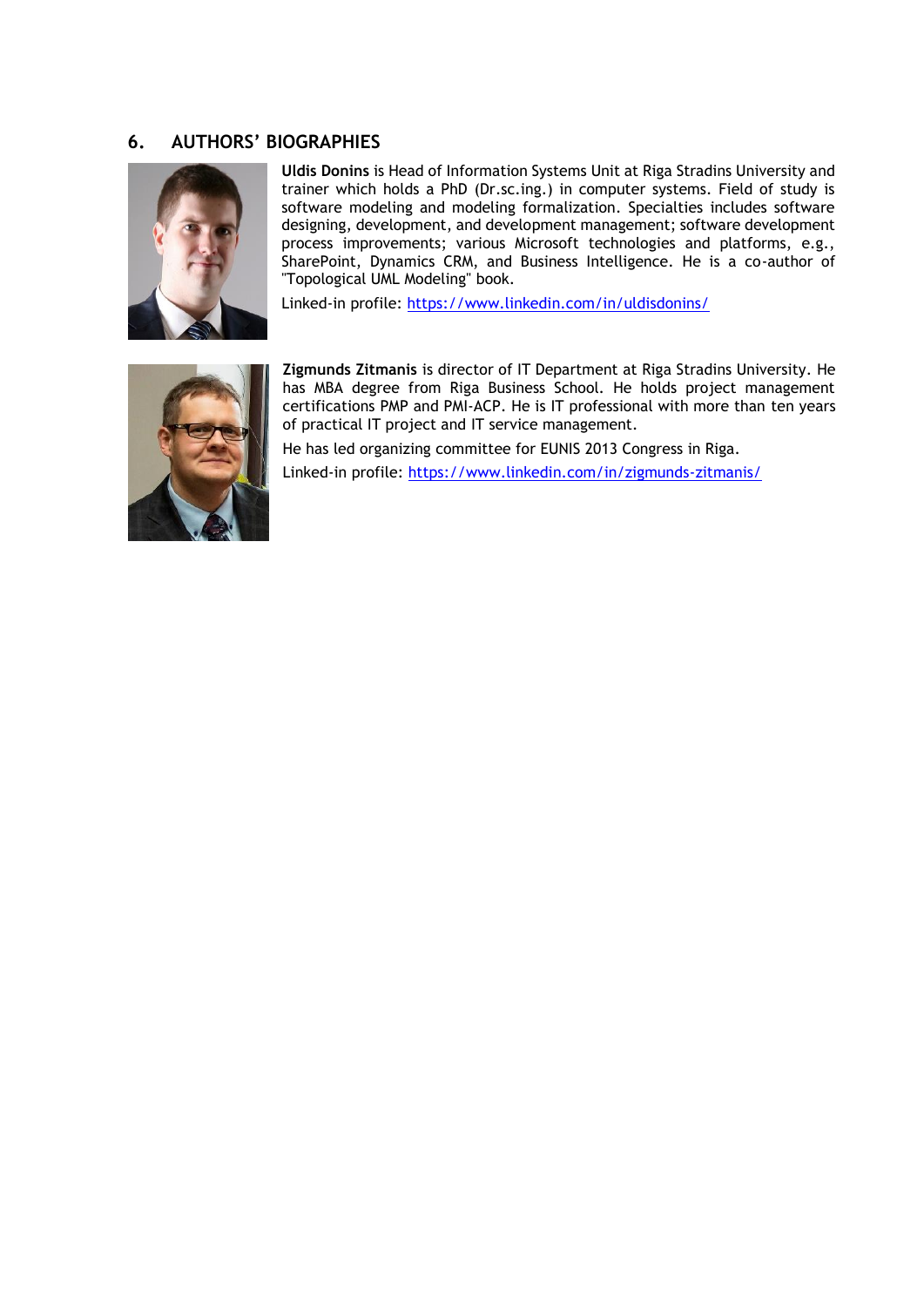## 6. AUTHORS' BIOGRAPHIES

**Uldis Donins** is Head of Information Systems Unit at Riga Stradins University and trainer which holds a PhD (Dr.sc.ing.) in computer systems. Field of study is software modeling and modeling formalization. Specialties includes software designing, development, and development management; software development process improvements; various Microsoft technologies and platforms, e.g., SharePoint, Dynamics CRM, and Business Intelligence. He is a co-author of "Topological UML Modeling" book.

Linked-in profile: https://www.linkedin.com/in/uldisdonins/

**Zigmunds Zitmanis** is director of IT Department at Riga Stradins University. He has MBA degree from Riga Business School. He holds project management certifications PMP and PMI-ACP. He is IT professional with more than ten years of practical IT project and IT service management.

He has led organizing committee for EUNIS 2013 Congress in Riga.

Linked-in profile: https://www.linkedin.com/in/zigmunds-zitmanis/